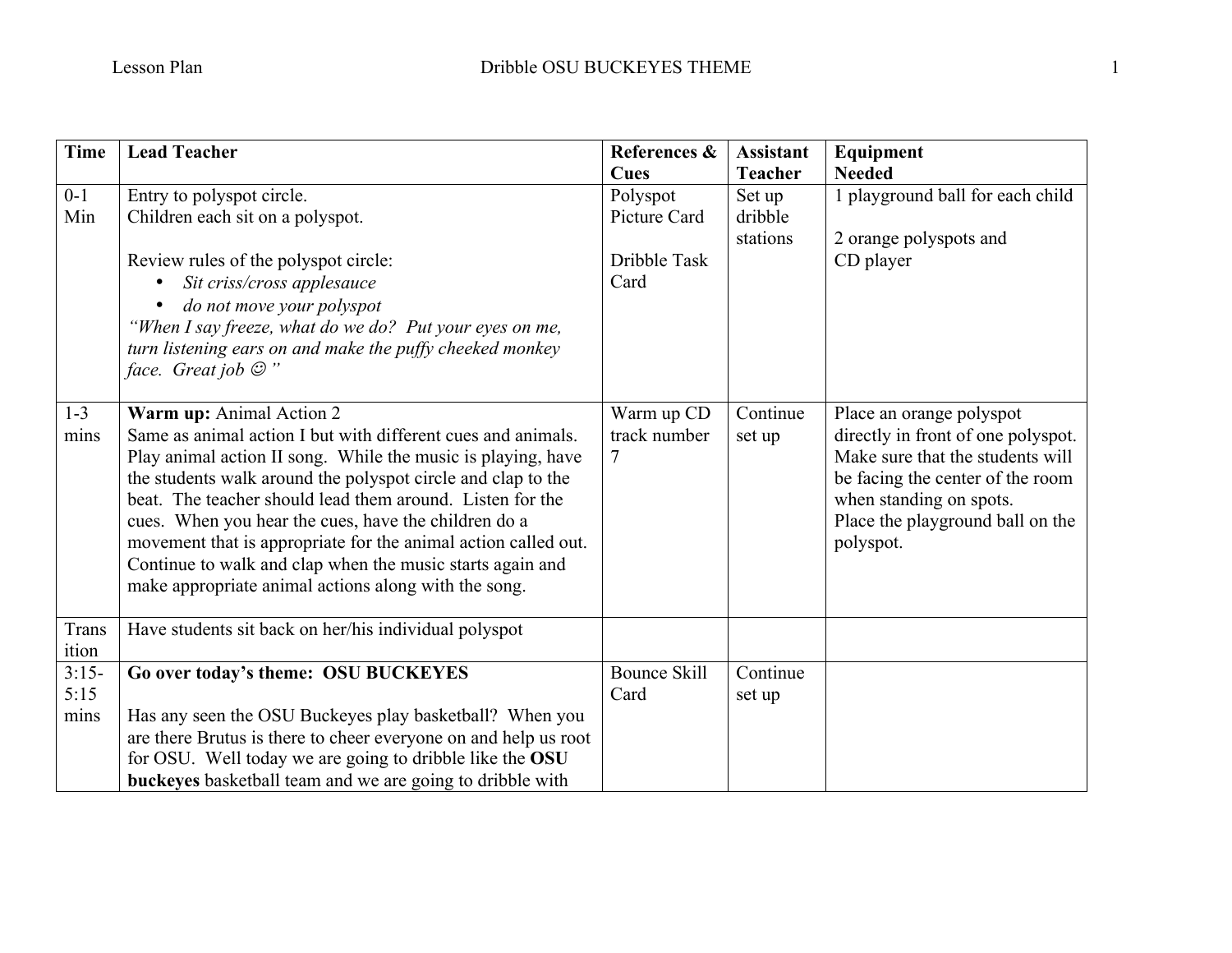| Time | Lead Teacher | References & Cues | Assistant Teacher | Equipment Needed |
|---|---|---|---|---|
| 0-1 Min | Entry to polyspot circle.<br>Children each sit on a polyspot.<br><br>Review rules of the polyspot circle:<br>• *Sit criss/cross applesauce*<br>• *do not move your polyspot*<br>*"When I say freeze, what do we do? Put your eyes on me, turn listening ears on and make the puffy cheeked monkey face. Great job ☺"* | Polyspot Picture Card<br><br>Dribble Task Card | Set up dribble stations | 1 playground ball for each child<br><br>2 orange polyspots and CD player |
| 1-3 mins | **Warm up:** Animal Action 2<br>Same as animal action I but with different cues and animals. Play animal action II song. While the music is playing, have the students walk around the polyspot circle and clap to the beat. The teacher should lead them around. Listen for the cues. When you hear the cues, have the children do a movement that is appropriate for the animal action called out. Continue to walk and clap when the music starts again and make appropriate animal actions along with the song. | Warm up CD track number 7 | Continue set up | Place an orange polyspot directly in front of one polyspot. Make sure that the students will be facing the center of the room when standing on spots.<br>Place the playground ball on the polyspot. |
| Transition | Have students sit back on her/his individual polyspot | | | |
| 3:15-5:15 mins | **Go over today's theme: OSU BUCKEYES**<br><br>Has any seen the OSU Buckeyes play basketball? When you are there Brutus is there to cheer everyone on and help us root for OSU. Well today we are going to dribble like the **OSU buckeyes** basketball team and we are going to dribble with | Bounce Skill Card | Continue set up | |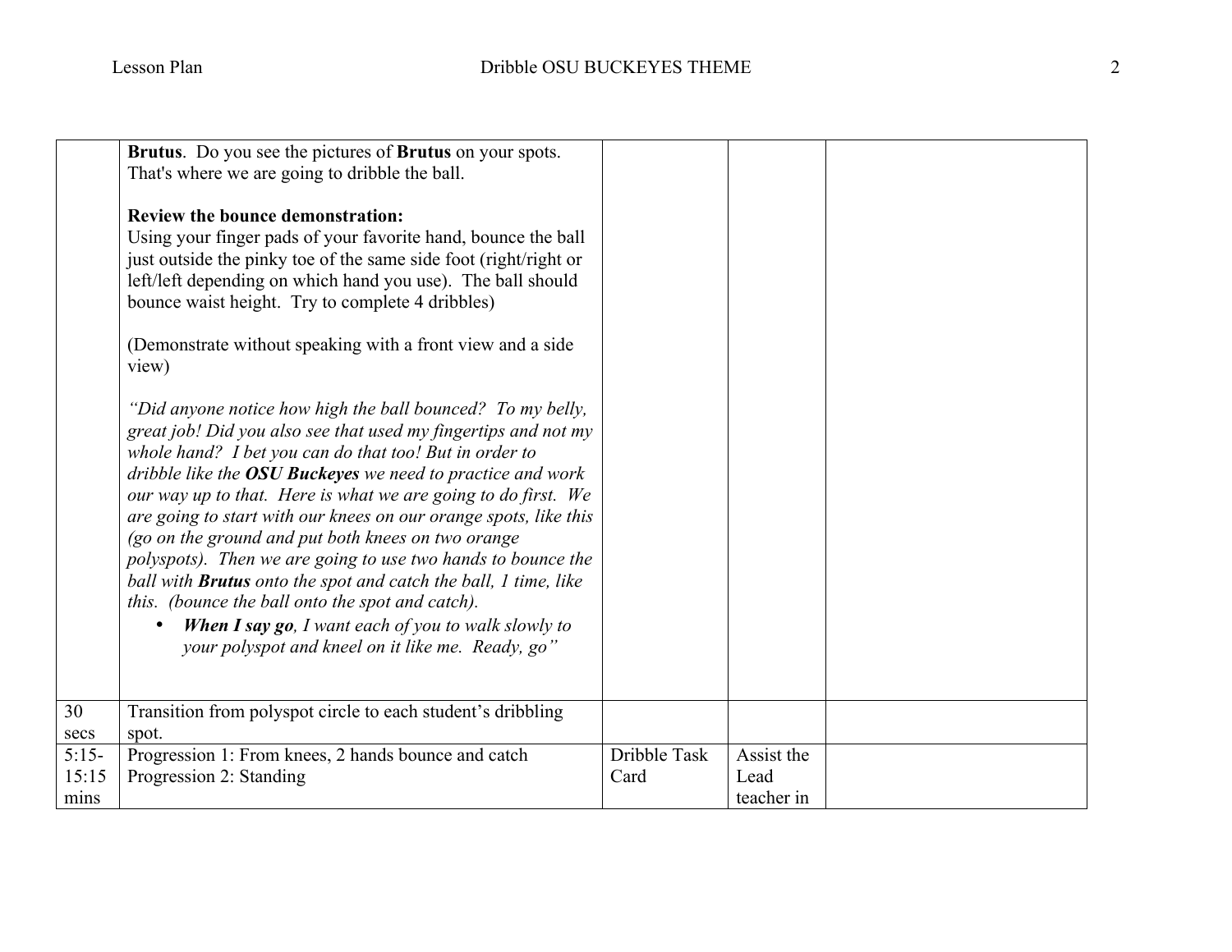| | | | | |
|---|---|---|---|---|
| | **Brutus**. Do you see the pictures of **Brutus** on your spots. That's where we are going to dribble the ball.<br><br>**Review the bounce demonstration:**<br>Using your finger pads of your favorite hand, bounce the ball just outside the pinky toe of the same side foot (right/right or left/left depending on which hand you use). The ball should bounce waist height. Try to complete 4 dribbles)<br><br>(Demonstrate without speaking with a front view and a side view)<br><br>*"Did anyone notice how high the ball bounced? To my belly, great job! Did you also see that used my fingertips and not my whole hand? I bet you can do that too! But in order to dribble like the **OSU Buckeyes** we need to practice and work our way up to that. Here is what we are going to do first. We are going to start with our knees on our orange spots, like this (go on the ground and put both knees on two orange polyspots). Then we are going to use two hands to bounce the ball with **Brutus** onto the spot and catch the ball, 1 time, like this. (bounce the ball onto the spot and catch).*<br>• ***When I say go**, I want each of you to walk slowly to your polyspot and kneel on it like me. Ready, go"* | | | |
| 30 secs | Transition from polyspot circle to each student's dribbling spot. | | | |
| 5:15-15:15 mins | Progression 1: From knees, 2 hands bounce and catch<br>Progression 2: Standing | Dribble Task Card | Assist the Lead teacher in | |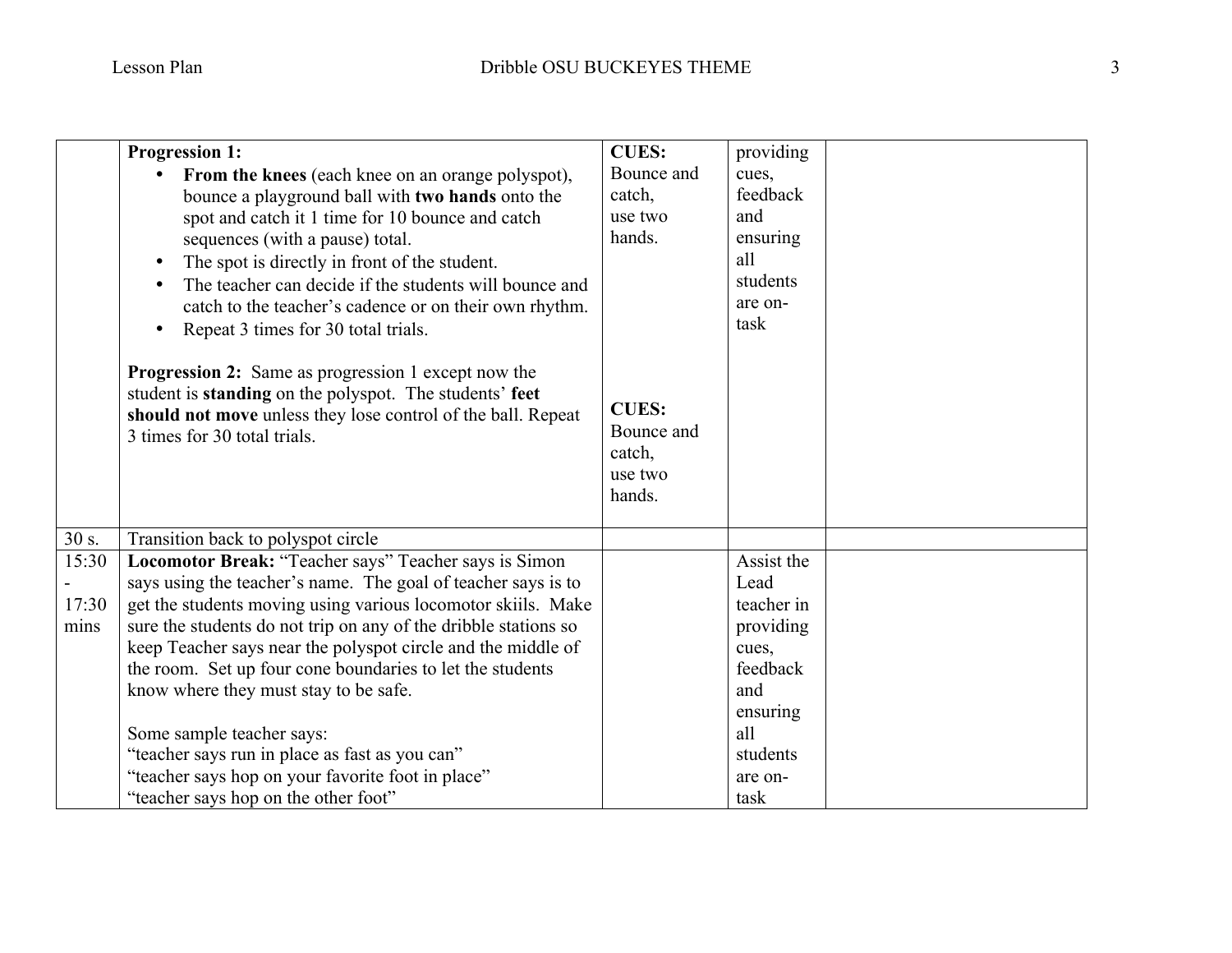| | | | | |
|---|---|---|---|---|
| | **Progression 1:**<br>• **From the knees** (each knee on an orange polyspot), bounce a playground ball with **two hands** onto the spot and catch it 1 time for 10 bounce and catch sequences (with a pause) total.<br>• The spot is directly in front of the student.<br>• The teacher can decide if the students will bounce and catch to the teacher's cadence or on their own rhythm.<br>• Repeat 3 times for 30 total trials.<br><br>**Progression 2:** Same as progression 1 except now the student is **standing** on the polyspot. The students' **feet should not move** unless they lose control of the ball. Repeat 3 times for 30 total trials. | **CUES:** Bounce and catch, use two hands.<br><br>**CUES:** Bounce and catch, use two hands. | providing cues, feedback and ensuring all students are on-task | |
| 30 s. | Transition back to polyspot circle | | | |
| 15:30 - 17:30 mins | **Locomotor Break:** "Teacher says" Teacher says is Simon says using the teacher's name. The goal of teacher says is to get the students moving using various locomotor skiils. Make sure the students do not trip on any of the dribble stations so keep Teacher says near the polyspot circle and the middle of the room. Set up four cone boundaries to let the students know where they must stay to be safe.<br><br>Some sample teacher says:<br>"teacher says run in place as fast as you can"<br>"teacher says hop on your favorite foot in place"<br>"teacher says hop on the other foot" | | Assist the Lead teacher in providing cues, feedback and ensuring all students are on-task | |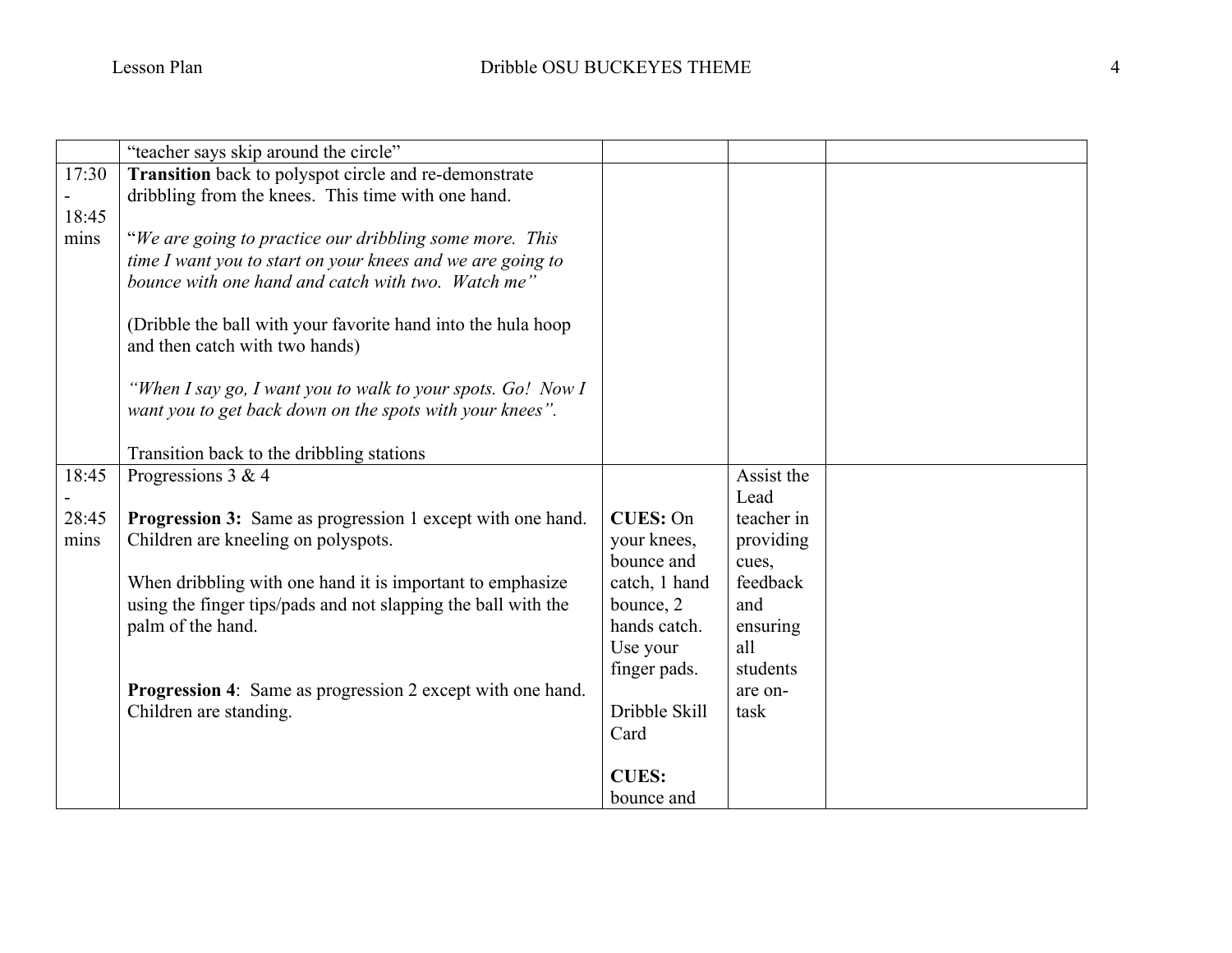| | | | | |
|---|---|---|---|---|
| | "teacher says skip around the circle" | | | |
| 17:30 - 18:45 mins | **Transition** back to polyspot circle and re-demonstrate dribbling from the knees. This time with one hand.<br><br>"*We are going to practice our dribbling some more. This time I want you to start on your knees and we are going to bounce with one hand and catch with two. Watch me"*<br><br>(Dribble the ball with your favorite hand into the hula hoop and then catch with two hands)<br><br>*"When I say go, I want you to walk to your spots. Go! Now I want you to get back down on the spots with your knees"*.<br><br>Transition back to the dribbling stations | | | |
| 18:45 - 28:45 mins | Progressions 3 & 4<br><br>**Progression 3:** Same as progression 1 except with one hand. Children are kneeling on polyspots.<br><br>When dribbling with one hand it is important to emphasize using the finger tips/pads and not slapping the ball with the palm of the hand.<br><br>**Progression 4**: Same as progression 2 except with one hand. Children are standing. | **CUES:** On your knees, bounce and catch, 1 hand bounce, 2 hands catch. Use your finger pads.<br><br>Dribble Skill Card<br><br>**CUES:** bounce and | Assist the Lead teacher in providing cues, feedback and ensuring all students are on-task | |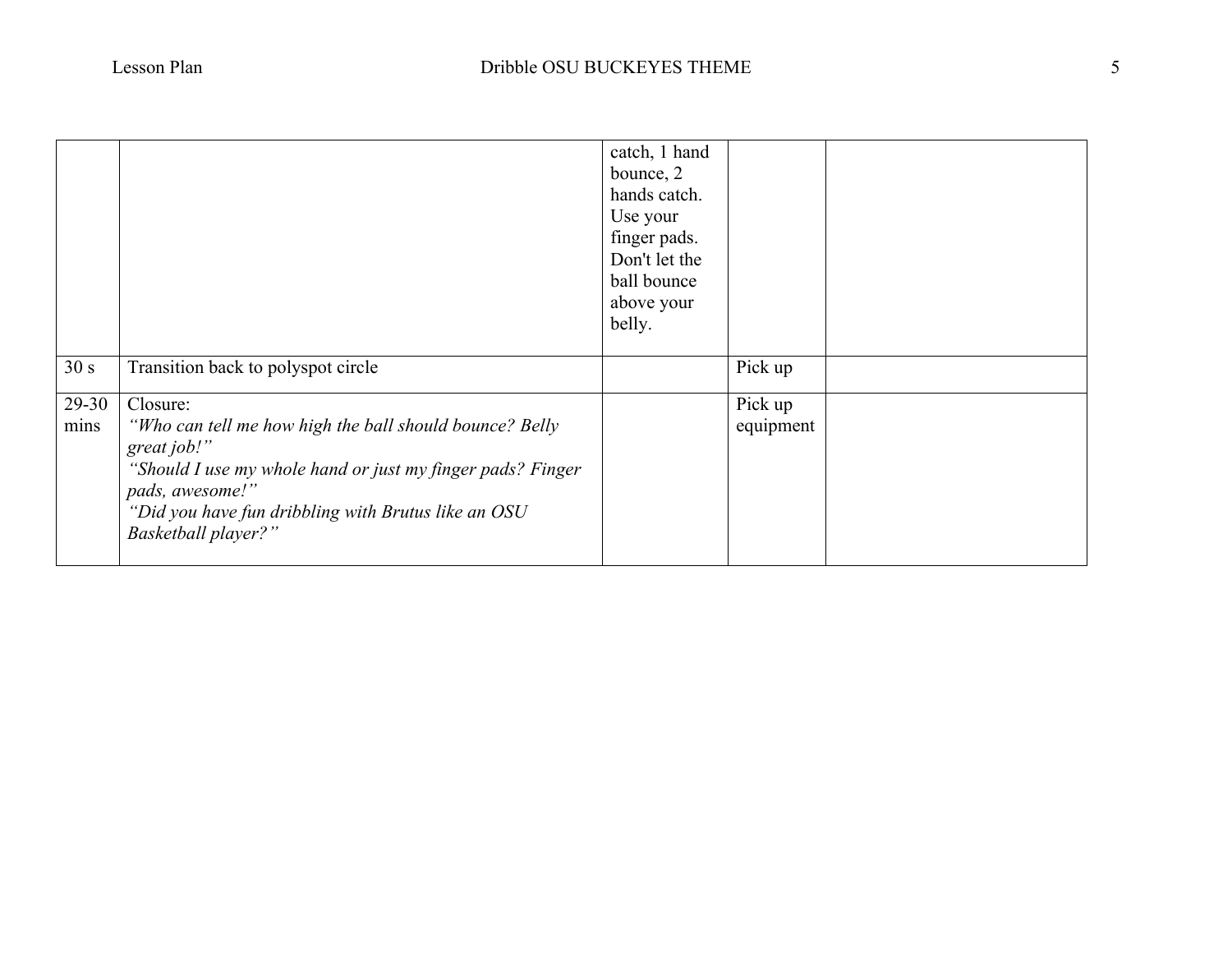| | | | | |
|---|---|---|---|---|
| | | catch, 1 hand bounce, 2 hands catch. Use your finger pads. Don't let the ball bounce above your belly. | | |
| 30 s | Transition back to polyspot circle | | Pick up | |
| 29-30 mins | Closure:<br>*"Who can tell me how high the ball should bounce? Belly great job!"*<br>*"Should I use my whole hand or just my finger pads? Finger pads, awesome!"*<br>*"Did you have fun dribbling with Brutus like an OSU Basketball player?"* | | Pick up equipment | |